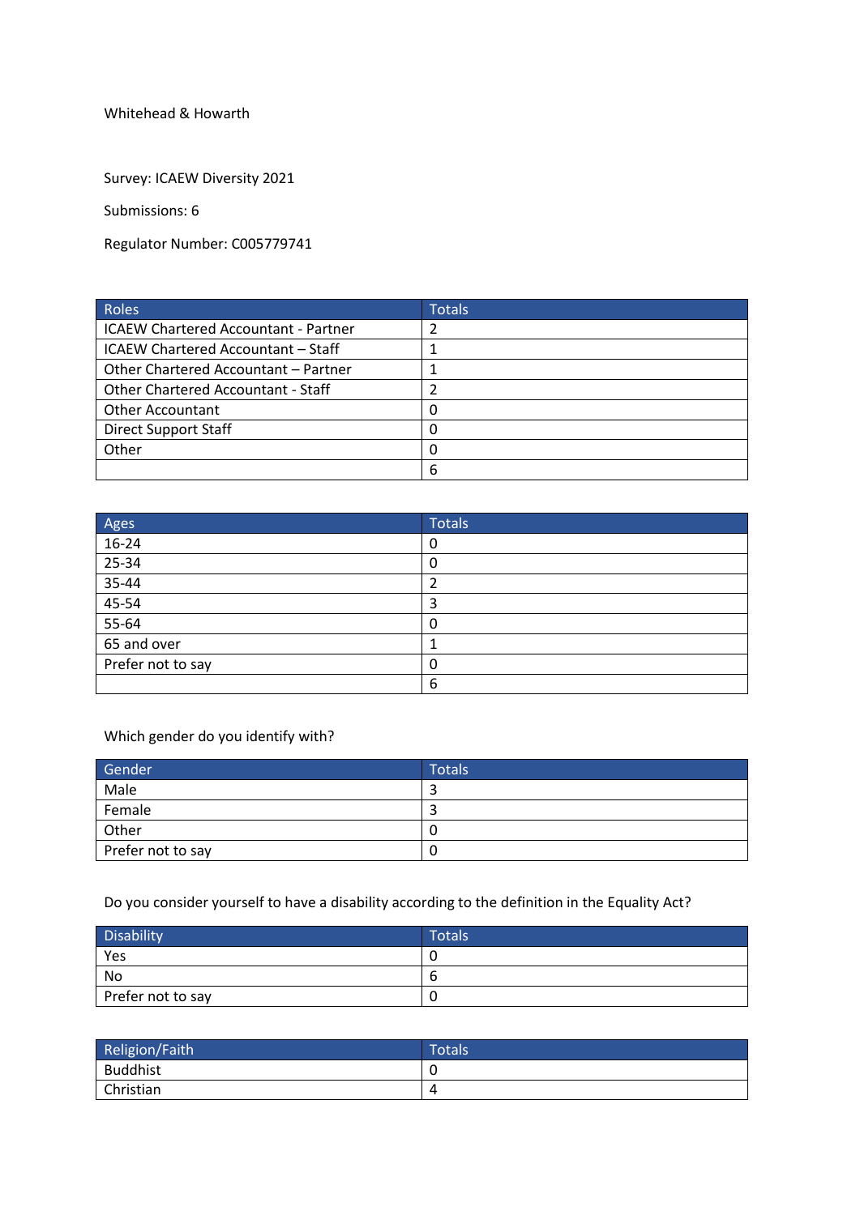Whitehead & Howarth

Survey: ICAEW Diversity 2021

Submissions: 6

Regulator Number: C005779741

| Roles | Totals |
|---|---|
| ICAEW Chartered Accountant - Partner | 2 |
| ICAEW Chartered Accountant – Staff | 1 |
| Other Chartered Accountant – Partner | 1 |
| Other Chartered Accountant - Staff | 2 |
| Other Accountant | 0 |
| Direct Support Staff | 0 |
| Other | 0 |
| | 6 |

| Ages | Totals |
|---|---|
| 16-24 | 0 |
| 25-34 | 0 |
| 35-44 | 2 |
| 45-54 | 3 |
| 55-64 | 0 |
| 65 and over | 1 |
| Prefer not to say | 0 |
| | 6 |

Which gender do you identify with?

| Gender | Totals |
|---|---|
| Male | 3 |
| Female | 3 |
| Other | 0 |
| Prefer not to say | 0 |

Do you consider yourself to have a disability according to the definition in the Equality Act?

| Disability | Totals |
|---|---|
| Yes | 0 |
| No | 6 |
| Prefer not to say | 0 |

| Religion/Faith | Totals |
|---|---|
| Buddhist | 0 |
| Christian | 4 |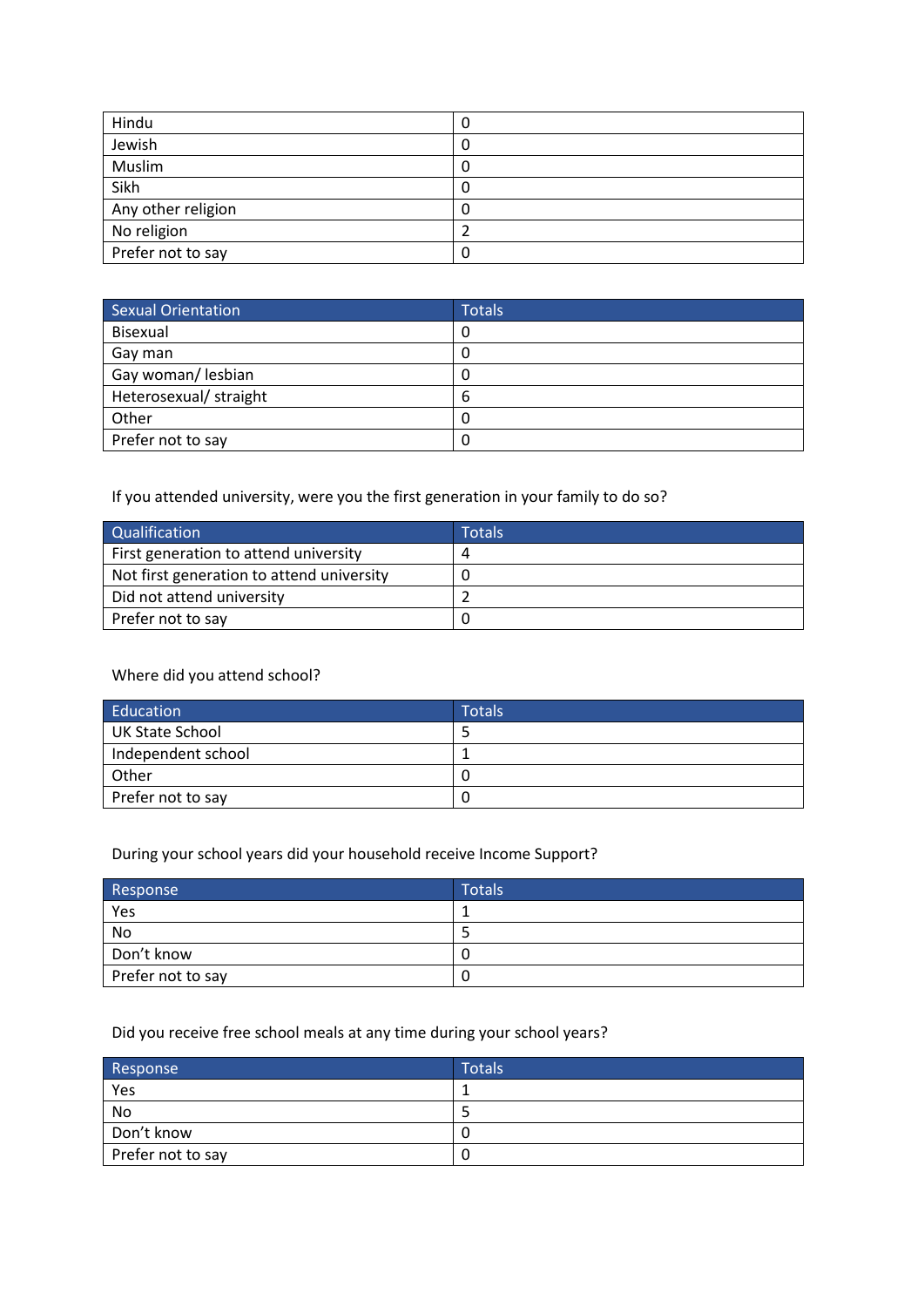| | |
|---|---|
| Hindu | 0 |
| Jewish | 0 |
| Muslim | 0 |
| Sikh | 0 |
| Any other religion | 0 |
| No religion | 2 |
| Prefer not to say | 0 |

| Sexual Orientation | Totals |
|---|---|
| Bisexual | 0 |
| Gay man | 0 |
| Gay woman/ lesbian | 0 |
| Heterosexual/ straight | 6 |
| Other | 0 |
| Prefer not to say | 0 |

If you attended university, were you the first generation in your family to do so?

| Qualification | Totals |
|---|---|
| First generation to attend university | 4 |
| Not first generation to attend university | 0 |
| Did not attend university | 2 |
| Prefer not to say | 0 |

Where did you attend school?

| Education | Totals |
|---|---|
| UK State School | 5 |
| Independent school | 1 |
| Other | 0 |
| Prefer not to say | 0 |

During your school years did your household receive Income Support?

| Response | Totals |
|---|---|
| Yes | 1 |
| No | 5 |
| Don't know | 0 |
| Prefer not to say | 0 |

Did you receive free school meals at any time during your school years?

| Response | Totals |
|---|---|
| Yes | 1 |
| No | 5 |
| Don't know | 0 |
| Prefer not to say | 0 |